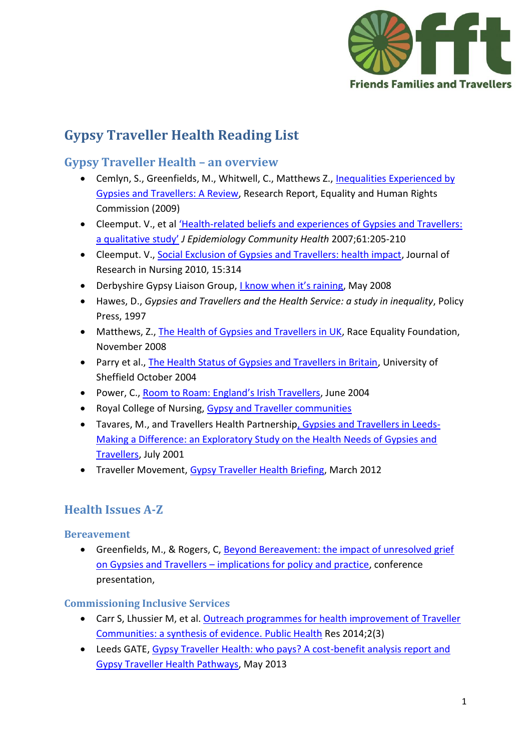Friends Families and Travellers

# Gypsy Traveller Health Reading List

## Gypsy Traveller Health – an overview

- Cemlyn, S., Greenfields, M., Whitwell, C., Matthews Z., Inequalities Experienced by Gypsies and Travellers: A Review, Research Report, Equality and Human Rights Commission (2009)
- Cleemput. V., et al 'Health-related beliefs and experiences of Gypsies and Travellers: a qualitative study' *J Epidemiology Community Health* 2007;61:205-210
- Cleemput. V., Social Exclusion of Gypsies and Travellers: health impact, Journal of Research in Nursing 2010, 15:314
- Derbyshire Gypsy Liaison Group, I know when it's raining, May 2008
- Hawes, D., *Gypsies and Travellers and the Health Service: a study in inequality*, Policy Press, 1997
- Matthews, Z., The Health of Gypsies and Travellers in UK, Race Equality Foundation, November 2008
- Parry et al., The Health Status of Gypsies and Travellers in Britain, University of Sheffield October 2004
- Power, C., Room to Roam: England's Irish Travellers, June 2004
- Royal College of Nursing, Gypsy and Traveller communities
- Tavares, M., and Travellers Health Partnership, Gypsies and Travellers in Leeds- Making a Difference: an Exploratory Study on the Health Needs of Gypsies and Travellers, July 2001
- Traveller Movement, Gypsy Traveller Health Briefing, March 2012

## Health Issues A-Z

### Bereavement

- Greenfields, M., & Rogers, C, Beyond Bereavement: the impact of unresolved grief on Gypsies and Travellers – implications for policy and practice, conference presentation,

### Commissioning Inclusive Services

- Carr S, Lhussier M, et al. Outreach programmes for health improvement of Traveller Communities: a synthesis of evidence. Public Health Res 2014;2(3)
- Leeds GATE, Gypsy Traveller Health: who pays? A cost-benefit analysis report and Gypsy Traveller Health Pathways, May 2013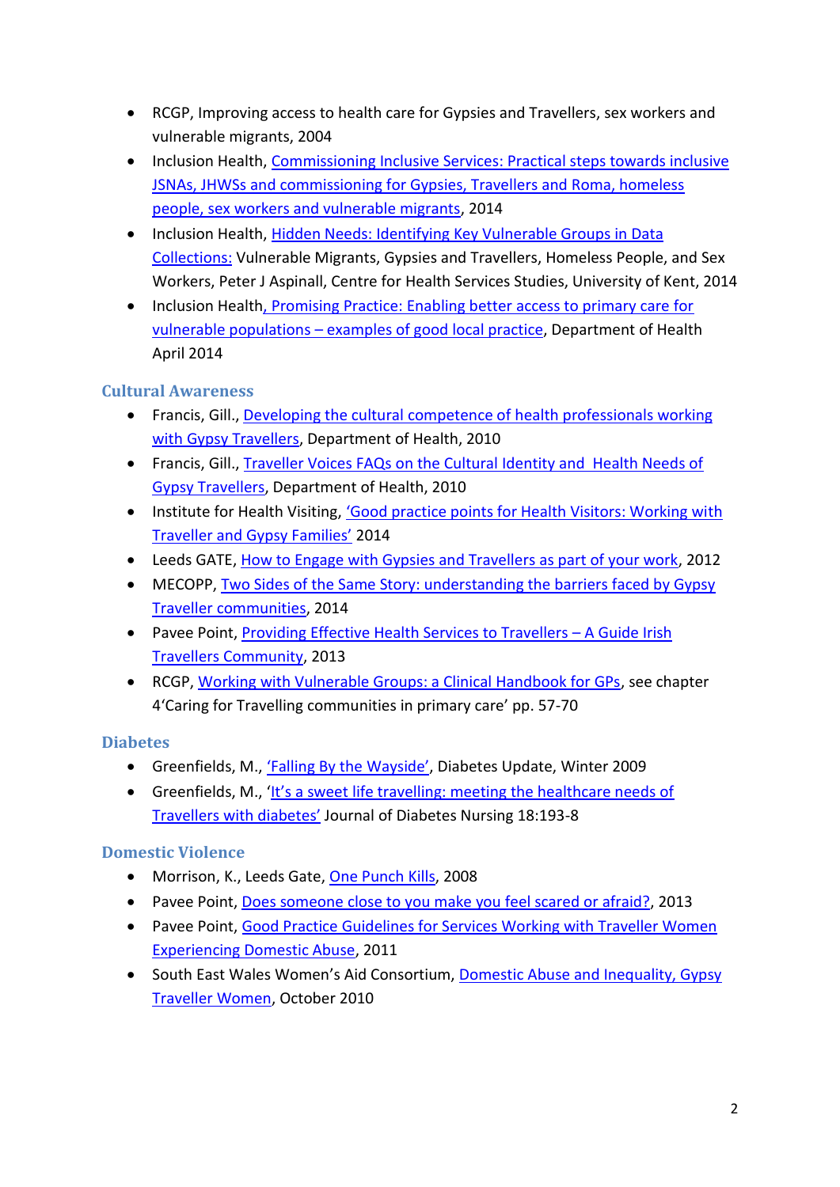- RCGP, Improving access to health care for Gypsies and Travellers, sex workers and vulnerable migrants, 2004
- Inclusion Health, Commissioning Inclusive Services: Practical steps towards inclusive JSNAs, JHWSs and commissioning for Gypsies, Travellers and Roma, homeless people, sex workers and vulnerable migrants, 2014
- Inclusion Health, Hidden Needs: Identifying Key Vulnerable Groups in Data Collections: Vulnerable Migrants, Gypsies and Travellers, Homeless People, and Sex Workers, Peter J Aspinall, Centre for Health Services Studies, University of Kent, 2014
- Inclusion Health, Promising Practice: Enabling better access to primary care for vulnerable populations – examples of good local practice, Department of Health April 2014

### Cultural Awareness

- Francis, Gill., Developing the cultural competence of health professionals working with Gypsy Travellers, Department of Health, 2010
- Francis, Gill., Traveller Voices FAQs on the Cultural Identity and Health Needs of Gypsy Travellers, Department of Health, 2010
- Institute for Health Visiting, 'Good practice points for Health Visitors: Working with Traveller and Gypsy Families' 2014
- Leeds GATE, How to Engage with Gypsies and Travellers as part of your work, 2012
- MECOPP, Two Sides of the Same Story: understanding the barriers faced by Gypsy Traveller communities, 2014
- Pavee Point, Providing Effective Health Services to Travellers – A Guide Irish Travellers Community, 2013
- RCGP, Working with Vulnerable Groups: a Clinical Handbook for GPs, see chapter 4'Caring for Travelling communities in primary care' pp. 57-70

### Diabetes

- Greenfields, M., 'Falling By the Wayside', Diabetes Update, Winter 2009
- Greenfields, M., 'It's a sweet life travelling: meeting the healthcare needs of Travellers with diabetes' Journal of Diabetes Nursing 18:193-8

### Domestic Violence

- Morrison, K., Leeds Gate, One Punch Kills, 2008
- Pavee Point, Does someone close to you make you feel scared or afraid?, 2013
- Pavee Point, Good Practice Guidelines for Services Working with Traveller Women Experiencing Domestic Abuse, 2011
- South East Wales Women's Aid Consortium, Domestic Abuse and Inequality, Gypsy Traveller Women, October 2010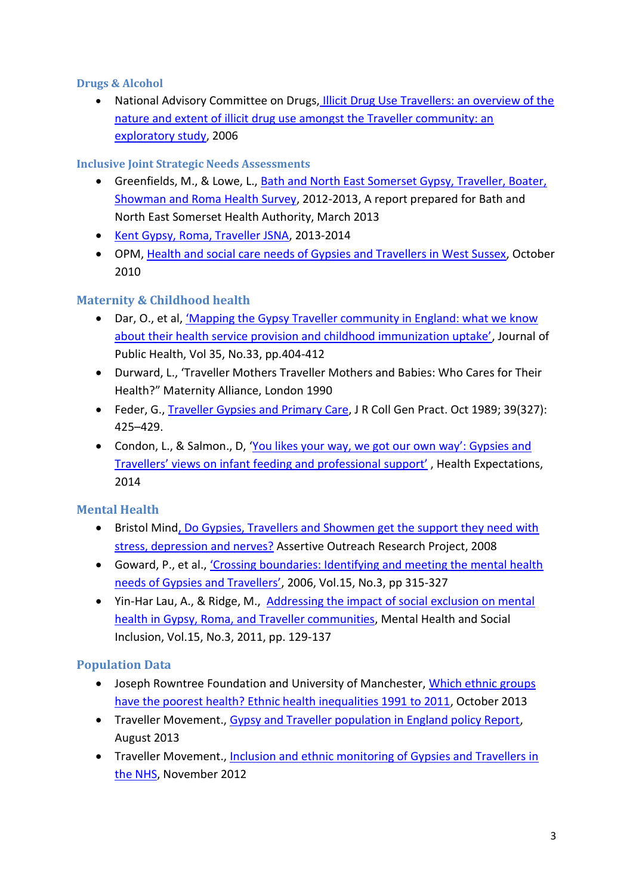### Drugs & Alcohol

- National Advisory Committee on Drugs, Illicit Drug Use Travellers: an overview of the nature and extent of illicit drug use amongst the Traveller community: an exploratory study, 2006

### Inclusive Joint Strategic Needs Assessments

- Greenfields, M., & Lowe, L., Bath and North East Somerset Gypsy, Traveller, Boater, Showman and Roma Health Survey, 2012-2013, A report prepared for Bath and North East Somerset Health Authority, March 2013
- Kent Gypsy, Roma, Traveller JSNA, 2013-2014
- OPM, Health and social care needs of Gypsies and Travellers in West Sussex, October 2010

### Maternity & Childhood health

- Dar, O., et al, 'Mapping the Gypsy Traveller community in England: what we know about their health service provision and childhood immunization uptake', Journal of Public Health, Vol 35, No.33, pp.404-412
- Durward, L., 'Traveller Mothers Traveller Mothers and Babies: Who Cares for Their Health?" Maternity Alliance, London 1990
- Feder, G., Traveller Gypsies and Primary Care, J R Coll Gen Pract. Oct 1989; 39(327): 425–429.
- Condon, L., & Salmon., D, 'You likes your way, we got our own way': Gypsies and Travellers' views on infant feeding and professional support' , Health Expectations, 2014

### Mental Health

- Bristol Mind, Do Gypsies, Travellers and Showmen get the support they need with stress, depression and nerves? Assertive Outreach Research Project, 2008
- Goward, P., et al., 'Crossing boundaries: Identifying and meeting the mental health needs of Gypsies and Travellers', 2006, Vol.15, No.3, pp 315-327
- Yin-Har Lau, A., & Ridge, M., Addressing the impact of social exclusion on mental health in Gypsy, Roma, and Traveller communities, Mental Health and Social Inclusion, Vol.15, No.3, 2011, pp. 129-137

### Population Data

- Joseph Rowntree Foundation and University of Manchester, Which ethnic groups have the poorest health? Ethnic health inequalities 1991 to 2011, October 2013
- Traveller Movement., Gypsy and Traveller population in England policy Report, August 2013
- Traveller Movement., Inclusion and ethnic monitoring of Gypsies and Travellers in the NHS, November 2012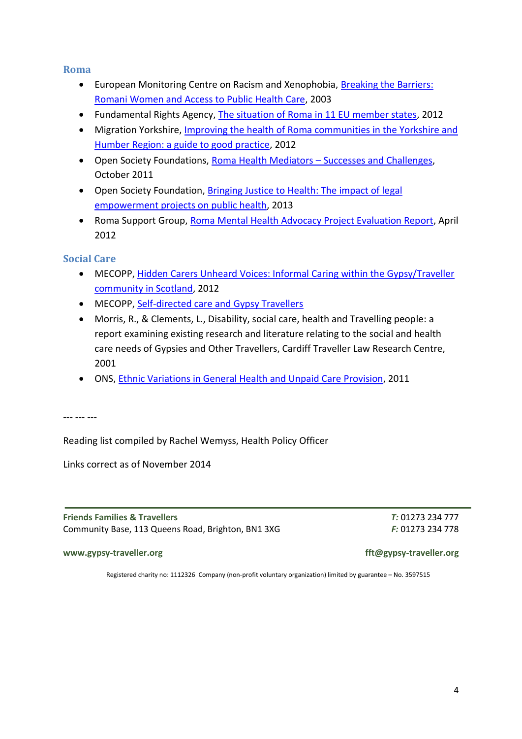### Roma

- European Monitoring Centre on Racism and Xenophobia, Breaking the Barriers: Romani Women and Access to Public Health Care, 2003
- Fundamental Rights Agency, The situation of Roma in 11 EU member states, 2012
- Migration Yorkshire, Improving the health of Roma communities in the Yorkshire and Humber Region: a guide to good practice, 2012
- Open Society Foundations, Roma Health Mediators – Successes and Challenges, October 2011
- Open Society Foundation, Bringing Justice to Health: The impact of legal empowerment projects on public health, 2013
- Roma Support Group, Roma Mental Health Advocacy Project Evaluation Report, April 2012

### Social Care

- MECOPP, Hidden Carers Unheard Voices: Informal Caring within the Gypsy/Traveller community in Scotland, 2012
- MECOPP, Self-directed care and Gypsy Travellers
- Morris, R., & Clements, L., Disability, social care, health and Travelling people: a report examining existing research and literature relating to the social and health care needs of Gypsies and Other Travellers, Cardiff Traveller Law Research Centre, 2001
- ONS, Ethnic Variations in General Health and Unpaid Care Provision, 2011

--- --- ---

Reading list compiled by Rachel Wemyss, Health Policy Officer

Links correct as of November 2014

**Friends Families & Travellers**
Community Base, 113 Queens Road, Brighton, BN1 3XG

*T:* 01273 234 777
*F:* 01273 234 778

**www.gypsy-traveller.org** **fft@gypsy-traveller.org**

Registered charity no: 1112326 Company (non-profit voluntary organization) limited by guarantee – No. 3597515